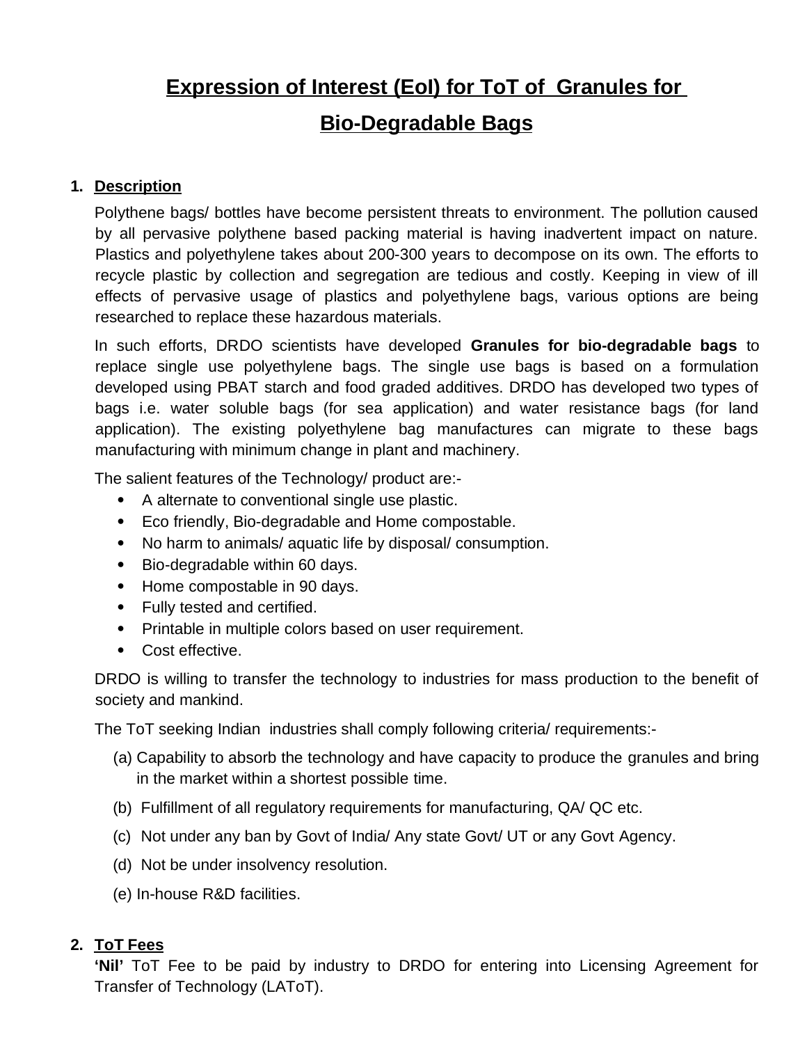# Expression of Interest (EoI) for ToT of Granules for Bio-Degradable Bags

## 1. Description

Polythene bags/ bottles have become persistent threats to environment. The pollution caused by all pervasive polythene based packing material is having inadvertent impact on nature. Plastics and polyethylene takes about 200-300 years to decompose on its own. The efforts to recycle plastic by collection and segregation are tedious and costly. Keeping in view of ill effects of pervasive usage of plastics and polyethylene bags, various options are being researched to replace these hazardous materials.

In such efforts, DRDO scientists have developed **Granules for bio-degradable bags** to replace single use polyethylene bags. The single use bags is based on a formulation developed using PBAT starch and food graded additives. DRDO has developed two types of bags i.e. water soluble bags (for sea application) and water resistance bags (for land application). The existing polyethylene bag manufactures can migrate to these bags manufacturing with minimum change in plant and machinery.

The salient features of the Technology/ product are:-

- A alternate to conventional single use plastic.
- Eco friendly, Bio-degradable and Home compostable.
- No harm to animals/ aquatic life by disposal/ consumption.
- Bio-degradable within 60 days.
- Home compostable in 90 days.
- Fully tested and certified.
- Printable in multiple colors based on user requirement.
- Cost effective.

DRDO is willing to transfer the technology to industries for mass production to the benefit of society and mankind.

The ToT seeking Indian industries shall comply following criteria/ requirements:-

(a) Capability to absorb the technology and have capacity to produce the granules and bring in the market within a shortest possible time.

(b) Fulfillment of all regulatory requirements for manufacturing, QA/ QC etc.

(c) Not under any ban by Govt of India/ Any state Govt/ UT or any Govt Agency.

(d) Not be under insolvency resolution.

(e) In-house R&D facilities.

## 2. ToT Fees

**'Nil'** ToT Fee to be paid by industry to DRDO for entering into Licensing Agreement for Transfer of Technology (LAToT).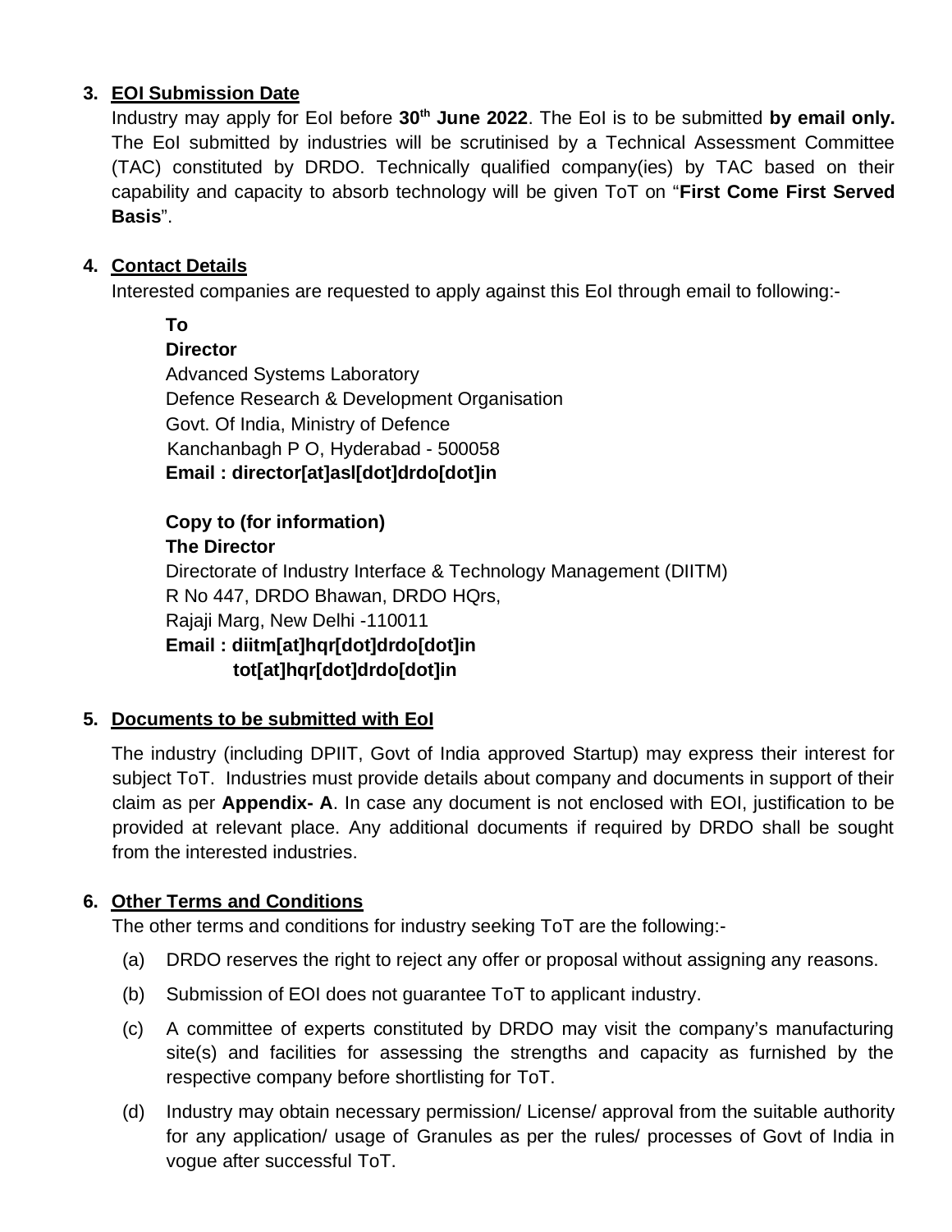**3. EOI Submission Date**

Industry may apply for EoI before **30th June 2022**. The EoI is to be submitted **by email only.** The EoI submitted by industries will be scrutinised by a Technical Assessment Committee (TAC) constituted by DRDO. Technically qualified company(ies) by TAC based on their capability and capacity to absorb technology will be given ToT on "**First Come First Served Basis**".

**4. Contact Details**

Interested companies are requested to apply against this EoI through email to following:-

**To**
**Director**
Advanced Systems Laboratory
Defence Research & Development Organisation
Govt. Of India, Ministry of Defence
Kanchanbagh P O, Hyderabad - 500058
**Email : director[at]asl[dot]drdo[dot]in**

**Copy to (for information)**
**The Director**
Directorate of Industry Interface & Technology Management (DIITM)
R No 447, DRDO Bhawan, DRDO HQrs,
Rajaji Marg, New Delhi -110011
**Email : diitm[at]hqr[dot]drdo[dot]in**
**tot[at]hqr[dot]drdo[dot]in**

**5. Documents to be submitted with EoI**

The industry (including DPIIT, Govt of India approved Startup) may express their interest for subject ToT. Industries must provide details about company and documents in support of their claim as per **Appendix- A**. In case any document is not enclosed with EOI, justification to be provided at relevant place. Any additional documents if required by DRDO shall be sought from the interested industries.

**6. Other Terms and Conditions**

The other terms and conditions for industry seeking ToT are the following:-

(a) DRDO reserves the right to reject any offer or proposal without assigning any reasons.

(b) Submission of EOI does not guarantee ToT to applicant industry.

(c) A committee of experts constituted by DRDO may visit the company's manufacturing site(s) and facilities for assessing the strengths and capacity as furnished by the respective company before shortlisting for ToT.

(d) Industry may obtain necessary permission/ License/ approval from the suitable authority for any application/ usage of Granules as per the rules/ processes of Govt of India in vogue after successful ToT.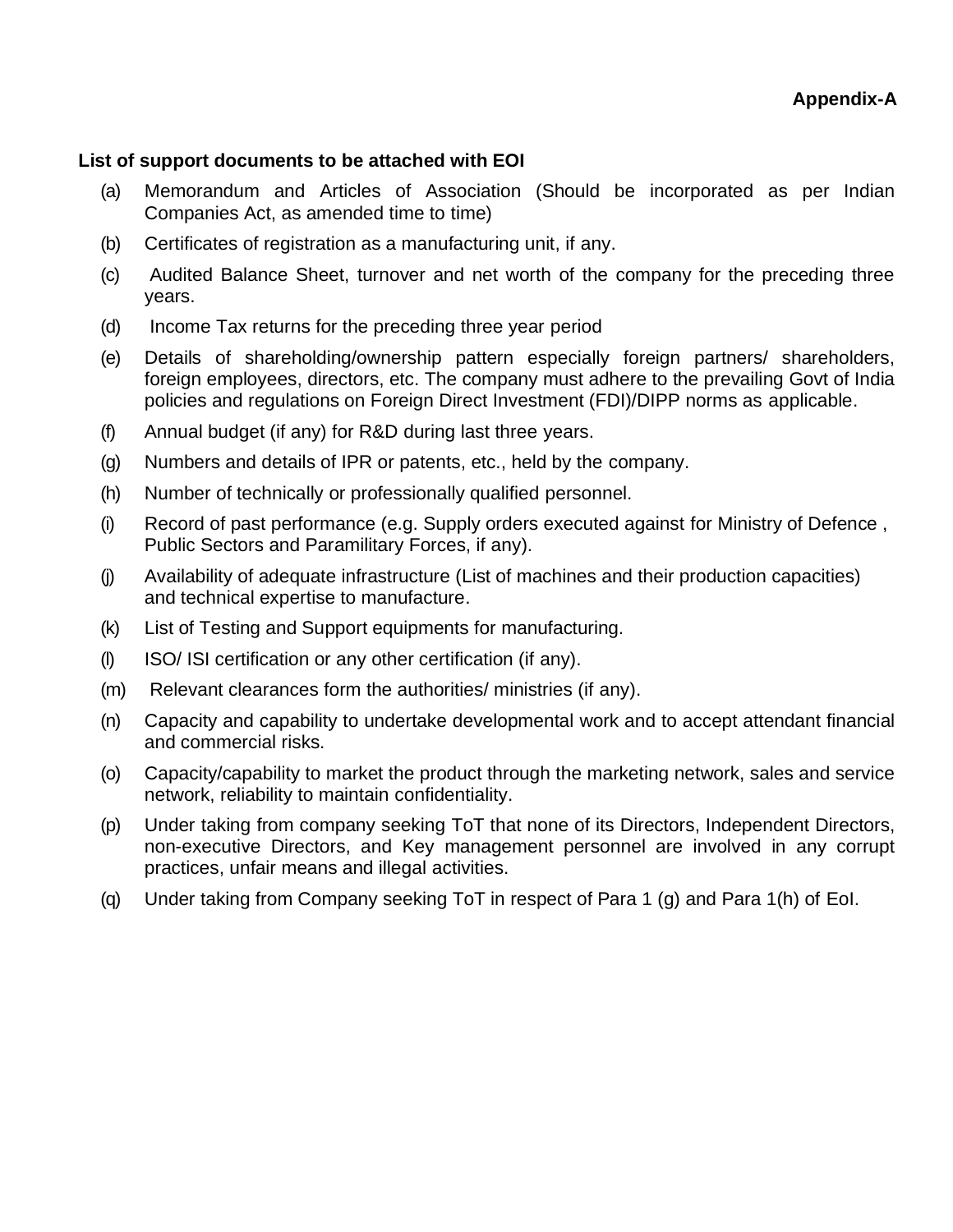**Appendix-A**

**List of support documents to be attached with EOI**

(a) Memorandum and Articles of Association (Should be incorporated as per Indian Companies Act, as amended time to time)

(b) Certificates of registration as a manufacturing unit, if any.

(c) Audited Balance Sheet, turnover and net worth of the company for the preceding three years.

(d) Income Tax returns for the preceding three year period

(e) Details of shareholding/ownership pattern especially foreign partners/ shareholders, foreign employees, directors, etc. The company must adhere to the prevailing Govt of India policies and regulations on Foreign Direct Investment (FDI)/DIPP norms as applicable.

(f) Annual budget (if any) for R&D during last three years.

(g) Numbers and details of IPR or patents, etc., held by the company.

(h) Number of technically or professionally qualified personnel.

(i) Record of past performance (e.g. Supply orders executed against for Ministry of Defence , Public Sectors and Paramilitary Forces, if any).

(j) Availability of adequate infrastructure (List of machines and their production capacities) and technical expertise to manufacture.

(k) List of Testing and Support equipments for manufacturing.

(l) ISO/ ISI certification or any other certification (if any).

(m) Relevant clearances form the authorities/ ministries (if any).

(n) Capacity and capability to undertake developmental work and to accept attendant financial and commercial risks.

(o) Capacity/capability to market the product through the marketing network, sales and service network, reliability to maintain confidentiality.

(p) Under taking from company seeking ToT that none of its Directors, Independent Directors, non-executive Directors, and Key management personnel are involved in any corrupt practices, unfair means and illegal activities.

(q) Under taking from Company seeking ToT in respect of Para 1 (g) and Para 1(h) of EoI.